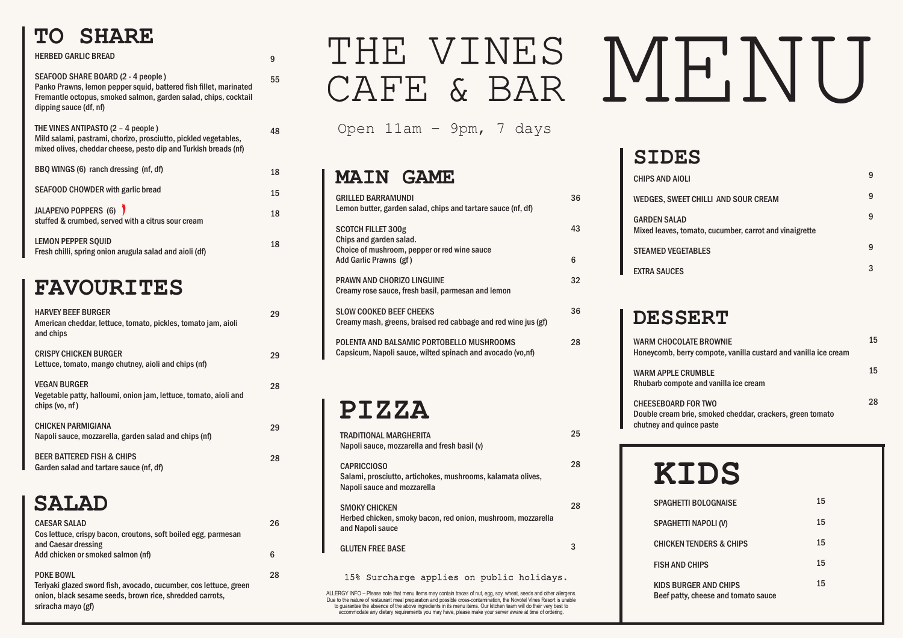# THE VINES CAFE & BAR MENU

Open 11am – 9pm, 7 days

## TO SHARE

**HERBED GARLIC BREAD** 9

**SEAFOOD SHARE BOARD (2 - 4 people)** 55
Panko Prawns, lemon pepper squid, battered fish fillet, marinated Fremantle octopus, smoked salmon, garden salad, chips, cocktail dipping sauce (df, nf)

**THE VINES ANTIPASTO (2 – 4 people)** 48
Mild salami, pastrami, chorizo, prosciutto, pickled vegetables, mixed olives, cheddar cheese, pesto dip and Turkish breads (nf)

**BBQ WINGS (6)** ranch dressing (nf, df) 18

**SEAFOOD CHOWDER** with garlic bread 15

**JALAPENO POPPERS (6)** 18
stuffed & crumbed, served with a citrus sour cream

**LEMON PEPPER SQUID** 18
Fresh chilli, spring onion arugula salad and aioli (df)

## FAVOURITES

**HARVEY BEEF BURGER** 29
American cheddar, lettuce, tomato, pickles, tomato jam, aioli and chips

**CRISPY CHICKEN BURGER** 29
Lettuce, tomato, mango chutney, aioli and chips (nf)

**VEGAN BURGER** 28
Vegetable patty, halloumi, onion jam, lettuce, tomato, aioli and chips (vo, nf)

**CHICKEN PARMIGIANA** 29
Napoli sauce, mozzarella, garden salad and chips (nf)

**BEER BATTERED FISH & CHIPS** 28
Garden salad and tartare sauce (nf, df)

## SALAD

**CAESAR SALAD** 26
Cos lettuce, crispy bacon, croutons, soft boiled egg, parmesan and Caesar dressing
Add chicken or smoked salmon (nf) 6

**POKE BOWL** 28
Teriyaki glazed sword fish, avocado, cucumber, cos lettuce, green onion, black sesame seeds, brown rice, shredded carrots, sriracha mayo (gf)

## MAIN GAME

**GRILLED BARRAMUNDI** 36
Lemon butter, garden salad, chips and tartare sauce (nf, df)

**SCOTCH FILLET 300g** 43
Chips and garden salad.
Choice of mushroom, pepper or red wine sauce
Add Garlic Prawns (gf) 6

**PRAWN AND CHORIZO LINGUINE** 32
Creamy rose sauce, fresh basil, parmesan and lemon

**SLOW COOKED BEEF CHEEKS** 36
Creamy mash, greens, braised red cabbage and red wine jus (gf)

**POLENTA AND BALSAMIC PORTOBELLO MUSHROOMS** 28
Capsicum, Napoli sauce, wilted spinach and avocado (vo,nf)

## PIZZA

**TRADITIONAL MARGHERITA** 25
Napoli sauce, mozzarella and fresh basil (v)

**CAPRICCIOSO** 28
Salami, prosciutto, artichokes, mushrooms, kalamata olives, Napoli sauce and mozzarella

**SMOKY CHICKEN** 28
Herbed chicken, smoky bacon, red onion, mushroom, mozzarella and Napoli sauce

**GLUTEN FREE BASE** 3

15% Surcharge applies on public holidays.

ALLERGY INFO – Please note that menu items may contain traces of nut, egg, soy, wheat, seeds and other allergens. Due to the nature of restaurant meal preparation and possible cross-contamination, the Novotel Vines Resort is unable to guarantee the absence of the above ingredients in its menu items. Our kitchen team will do their very best to accommodate any dietary requirements you may have, please make your server aware at time of ordering.

## SIDES

**CHIPS AND AIOLI** 9

**WEDGES, SWEET CHILLI AND SOUR CREAM** 9

**GARDEN SALAD** 9
Mixed leaves, tomato, cucumber, carrot and vinaigrette

**STEAMED VEGETABLES** 9

**EXTRA SAUCES** 3

## DESSERT

**WARM CHOCOLATE BROWNIE** 15
Honeycomb, berry compote, vanilla custard and vanilla ice cream

**WARM APPLE CRUMBLE** 15
Rhubarb compote and vanilla ice cream

**CHEESEBOARD FOR TWO** 28
Double cream brie, smoked cheddar, crackers, green tomato chutney and quince paste

## KIDS

**SPAGHETTI BOLOGNAISE** 15

**SPAGHETTI NAPOLI (V)** 15

**CHICKEN TENDERS & CHIPS** 15

**FISH AND CHIPS** 15

**KIDS BURGER AND CHIPS** 15
Beef patty, cheese and tomato sauce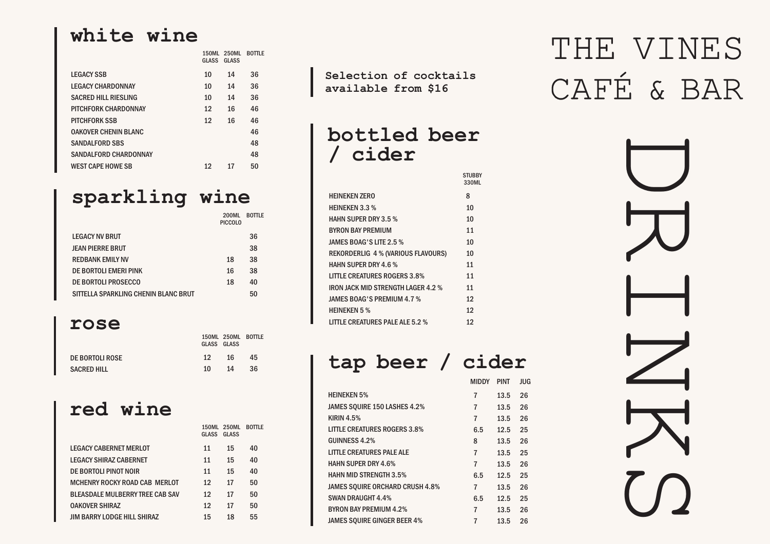# THE VINES CAFÉ & BAR

# DRINKS

## white wine

| | 150ML GLASS | 250ML GLASS | BOTTLE |
|---|---|---|---|
| LEGACY SSB | 10 | 14 | 36 |
| LEGACY CHARDONNAY | 10 | 14 | 36 |
| SACRED HILL RIESLING | 10 | 14 | 36 |
| PITCHFORK CHARDONNAY | 12 | 16 | 46 |
| PITCHFORK SSB | 12 | 16 | 46 |
| OAKOVER CHENIN BLANC | | | 46 |
| SANDALFORD SBS | | | 48 |
| SANDALFORD CHARDONNAY | | | 48 |
| WEST CAPE HOWE SB | 12 | 17 | 50 |

## sparkling wine

| | 200ML PICCOLO | BOTTLE |
|---|---|---|
| LEGACY NV BRUT | | 36 |
| JEAN PIERRE BRUT | | 38 |
| REDBANK EMILY NV | 18 | 38 |
| DE BORTOLI EMERI PINK | 16 | 38 |
| DE BORTOLI PROSECCO | 18 | 40 |
| SITTELLA SPARKLING CHENIN BLANC BRUT | | 50 |

## rose

| | 150ML GLASS | 250ML GLASS | BOTTLE |
|---|---|---|---|
| DE BORTOLI ROSE | 12 | 16 | 45 |
| SACRED HILL | 10 | 14 | 36 |

## red wine

| | 150ML GLASS | 250ML GLASS | BOTTLE |
|---|---|---|---|
| LEGACY CABERNET MERLOT | 11 | 15 | 40 |
| LEGACY SHIRAZ CABERNET | 11 | 15 | 40 |
| DE BORTOLI PINOT NOIR | 11 | 15 | 40 |
| MCHENRY ROCKY ROAD CAB MERLOT | 12 | 17 | 50 |
| BLEASDALE MULBERRY TREE CAB SAV | 12 | 17 | 50 |
| OAKOVER SHIRAZ | 12 | 17 | 50 |
| JIM BARRY LODGE HILL SHIRAZ | 15 | 18 | 55 |

**Selection of cocktails available from $16**

## bottled beer / cider

| | STUBBY 330ML |
|---|---|
| HEINEKEN ZERO | 8 |
| HEINEKEN 3.3 % | 10 |
| HAHN SUPER DRY 3.5 % | 10 |
| BYRON BAY PREMIUM | 11 |
| JAMES BOAG'S LITE 2.5 % | 10 |
| REKORDERLIG 4 % (VARIOUS FLAVOURS) | 10 |
| HAHN SUPER DRY 4.6 % | 11 |
| LITTLE CREATURES ROGERS 3.8% | 11 |
| IRON JACK MID STRENGTH LAGER 4.2 % | 11 |
| JAMES BOAG'S PREMIUM 4.7 % | 12 |
| HEINEKEN 5 % | 12 |
| LITTLE CREATURES PALE ALE 5.2 % | 12 |

## tap beer / cider

| | MIDDY | PINT | JUG |
|---|---|---|---|
| HEINEKEN 5% | 7 | 13.5 | 26 |
| JAMES SQUIRE 150 LASHES 4.2% | 7 | 13.5 | 26 |
| KIRIN 4.5% | 7 | 13.5 | 26 |
| LITTLE CREATURES ROGERS 3.8% | 6.5 | 12.5 | 25 |
| GUINNESS 4.2% | 8 | 13.5 | 26 |
| LITTLE CREATURES PALE ALE | 7 | 13.5 | 25 |
| HAHN SUPER DRY 4.6% | 7 | 13.5 | 26 |
| HAHN MID STRENGTH 3.5% | 6.5 | 12.5 | 25 |
| JAMES SQUIRE ORCHARD CRUSH 4.8% | 7 | 13.5 | 26 |
| SWAN DRAUGHT 4.4% | 6.5 | 12.5 | 25 |
| BYRON BAY PREMIUM 4.2% | 7 | 13.5 | 26 |
| JAMES SQUIRE GINGER BEER 4% | 7 | 13.5 | 26 |